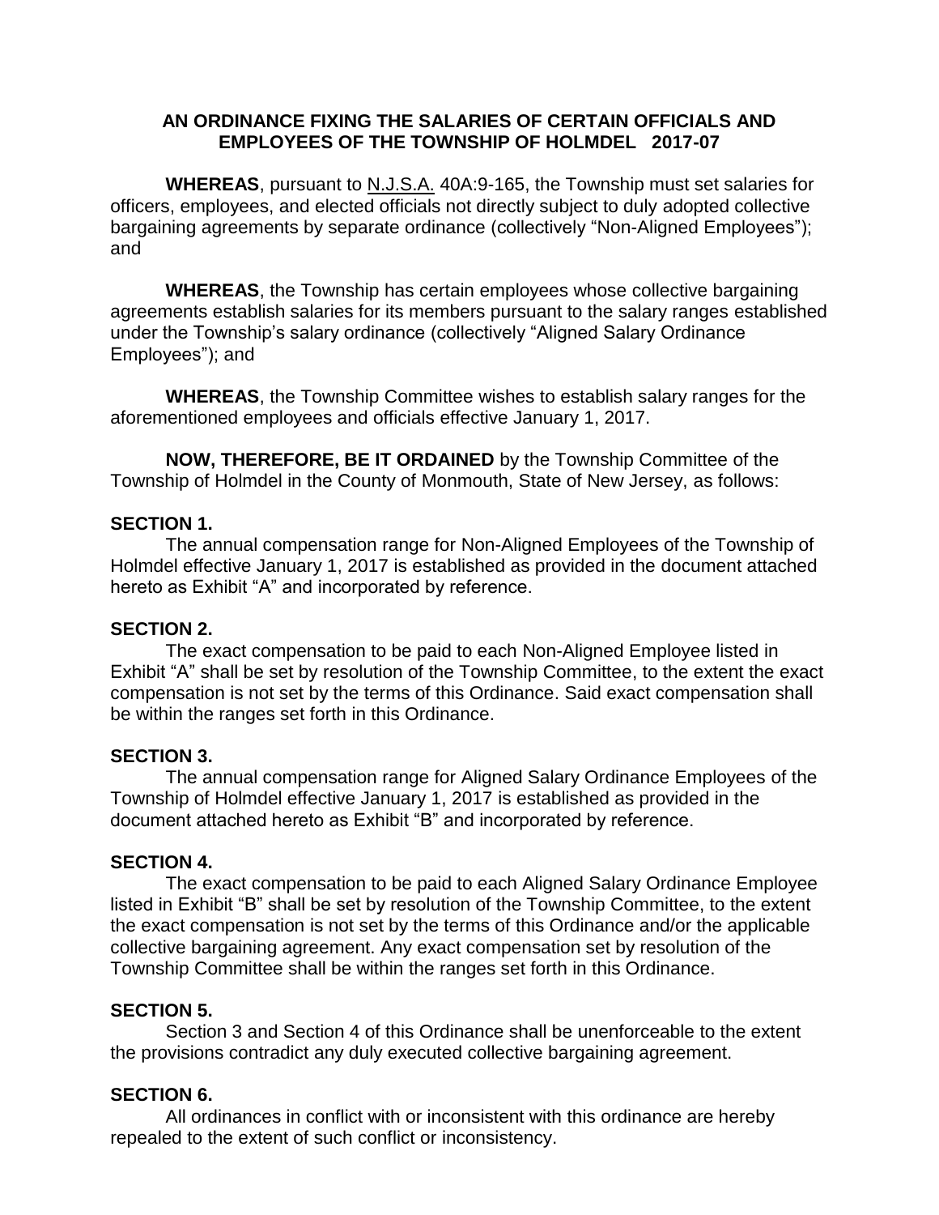# AN ORDINANCE FIXING THE SALARIES OF CERTAIN OFFICIALS AND EMPLOYEES OF THE TOWNSHIP OF HOLMDEL 2017-07

**WHEREAS**, pursuant to N.J.S.A. 40A:9-165, the Township must set salaries for officers, employees, and elected officials not directly subject to duly adopted collective bargaining agreements by separate ordinance (collectively "Non-Aligned Employees"); and

**WHEREAS**, the Township has certain employees whose collective bargaining agreements establish salaries for its members pursuant to the salary ranges established under the Township's salary ordinance (collectively "Aligned Salary Ordinance Employees"); and

**WHEREAS**, the Township Committee wishes to establish salary ranges for the aforementioned employees and officials effective January 1, 2017.

**NOW, THEREFORE, BE IT ORDAINED** by the Township Committee of the Township of Holmdel in the County of Monmouth, State of New Jersey, as follows:

## SECTION 1.

The annual compensation range for Non-Aligned Employees of the Township of Holmdel effective January 1, 2017 is established as provided in the document attached hereto as Exhibit "A" and incorporated by reference.

## SECTION 2.

The exact compensation to be paid to each Non-Aligned Employee listed in Exhibit "A" shall be set by resolution of the Township Committee, to the extent the exact compensation is not set by the terms of this Ordinance. Said exact compensation shall be within the ranges set forth in this Ordinance.

## SECTION 3.

The annual compensation range for Aligned Salary Ordinance Employees of the Township of Holmdel effective January 1, 2017 is established as provided in the document attached hereto as Exhibit "B" and incorporated by reference.

## SECTION 4.

The exact compensation to be paid to each Aligned Salary Ordinance Employee listed in Exhibit "B" shall be set by resolution of the Township Committee, to the extent the exact compensation is not set by the terms of this Ordinance and/or the applicable collective bargaining agreement. Any exact compensation set by resolution of the Township Committee shall be within the ranges set forth in this Ordinance.

## SECTION 5.

Section 3 and Section 4 of this Ordinance shall be unenforceable to the extent the provisions contradict any duly executed collective bargaining agreement.

## SECTION 6.

All ordinances in conflict with or inconsistent with this ordinance are hereby repealed to the extent of such conflict or inconsistency.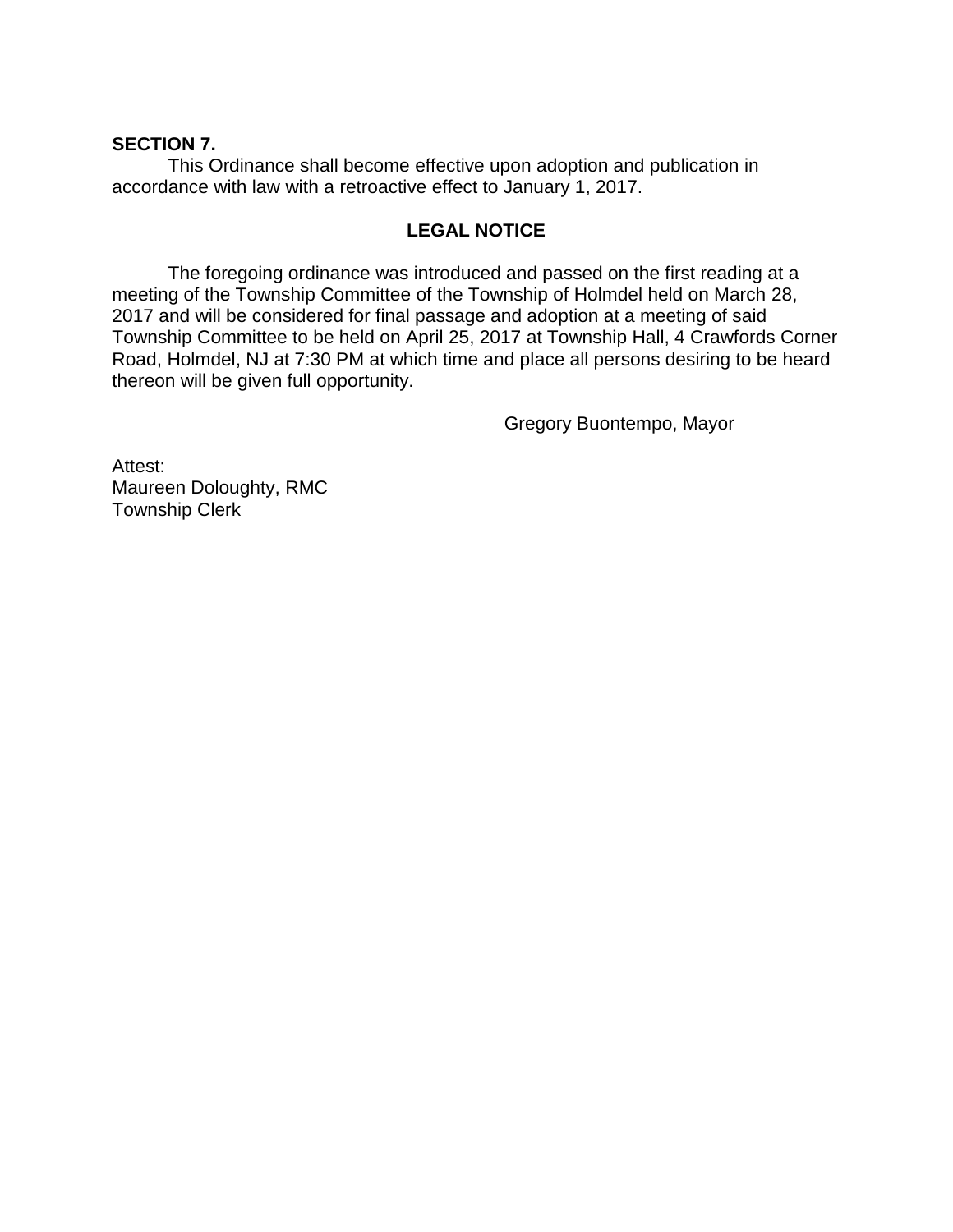**SECTION 7.**

This Ordinance shall become effective upon adoption and publication in accordance with law with a retroactive effect to January 1, 2017.

**LEGAL NOTICE**

The foregoing ordinance was introduced and passed on the first reading at a meeting of the Township Committee of the Township of Holmdel held on March 28, 2017 and will be considered for final passage and adoption at a meeting of said Township Committee to be held on April 25, 2017 at Township Hall, 4 Crawfords Corner Road, Holmdel, NJ at 7:30 PM at which time and place all persons desiring to be heard thereon will be given full opportunity.

Gregory Buontempo, Mayor

Attest:
Maureen Doloughty, RMC
Township Clerk